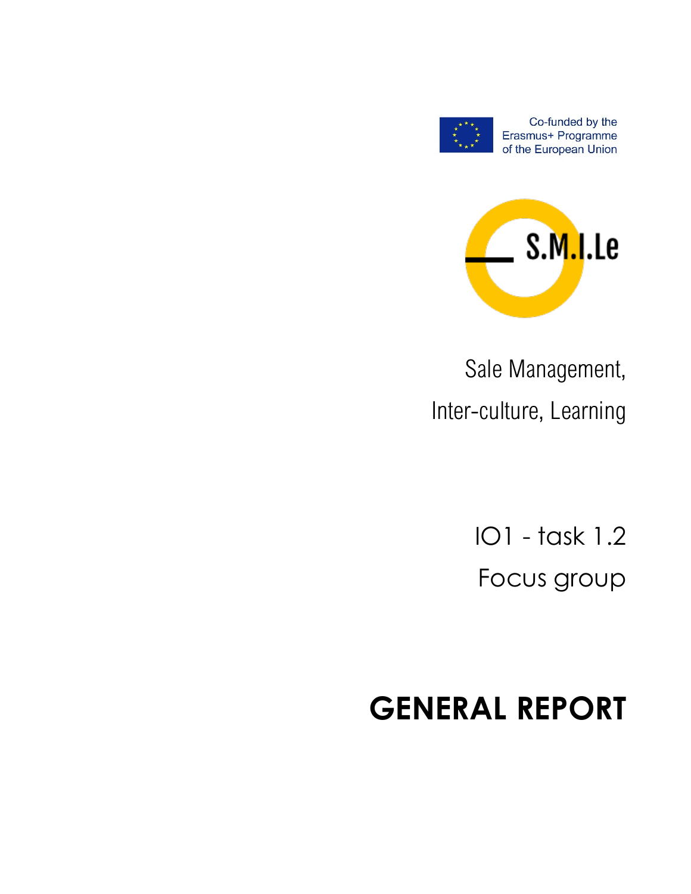Co-funded by the Erasmus+ Programme of the European Union

S.M.I.Le

Sale Management,

Inter-culture, Learning

IO1 - task 1.2

Focus group

# GENERAL REPORT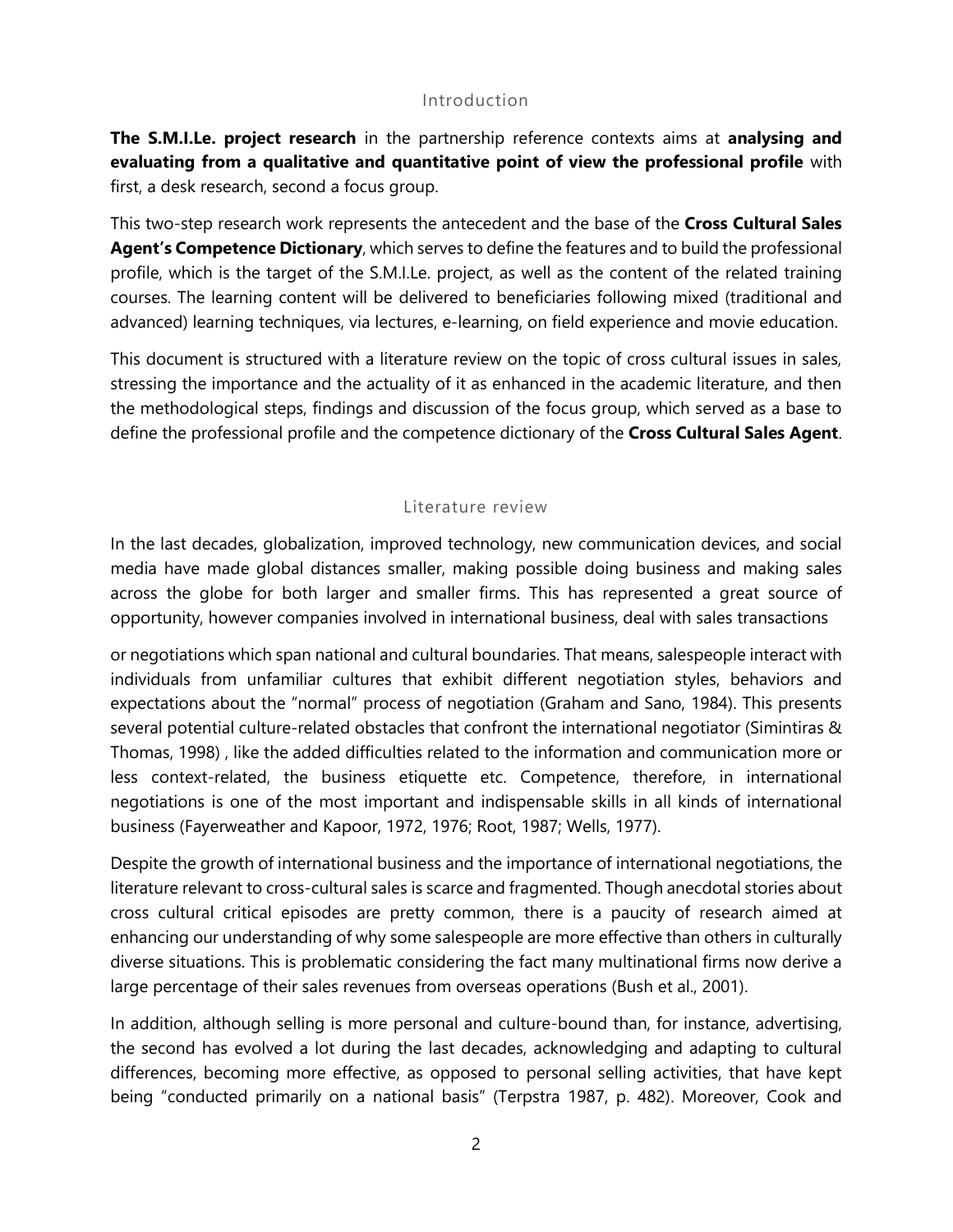## Introduction

**The S.M.I.Le. project research** in the partnership reference contexts aims at **analysing and evaluating from a qualitative and quantitative point of view the professional profile** with first, a desk research, second a focus group.

This two-step research work represents the antecedent and the base of the **Cross Cultural Sales Agent's Competence Dictionary**, which serves to define the features and to build the professional profile, which is the target of the S.M.I.Le. project, as well as the content of the related training courses. The learning content will be delivered to beneficiaries following mixed (traditional and advanced) learning techniques, via lectures, e-learning, on field experience and movie education.

This document is structured with a literature review on the topic of cross cultural issues in sales, stressing the importance and the actuality of it as enhanced in the academic literature, and then the methodological steps, findings and discussion of the focus group, which served as a base to define the professional profile and the competence dictionary of the **Cross Cultural Sales Agent**.

## Literature review

In the last decades, globalization, improved technology, new communication devices, and social media have made global distances smaller, making possible doing business and making sales across the globe for both larger and smaller firms. This has represented a great source of opportunity, however companies involved in international business, deal with sales transactions or negotiations which span national and cultural boundaries. That means, salespeople interact with individuals from unfamiliar cultures that exhibit different negotiation styles, behaviors and expectations about the "normal" process of negotiation (Graham and Sano, 1984). This presents several potential culture-related obstacles that confront the international negotiator (Simintiras & Thomas, 1998) , like the added difficulties related to the information and communication more or less context-related, the business etiquette etc. Competence, therefore, in international negotiations is one of the most important and indispensable skills in all kinds of international business (Fayerweather and Kapoor, 1972, 1976; Root, 1987; Wells, 1977).

Despite the growth of international business and the importance of international negotiations, the literature relevant to cross-cultural sales is scarce and fragmented. Though anecdotal stories about cross cultural critical episodes are pretty common, there is a paucity of research aimed at enhancing our understanding of why some salespeople are more effective than others in culturally diverse situations. This is problematic considering the fact many multinational firms now derive a large percentage of their sales revenues from overseas operations (Bush et al., 2001).

In addition, although selling is more personal and culture-bound than, for instance, advertising, the second has evolved a lot during the last decades, acknowledging and adapting to cultural differences, becoming more effective, as opposed to personal selling activities, that have kept being "conducted primarily on a national basis" (Terpstra 1987, p. 482). Moreover, Cook and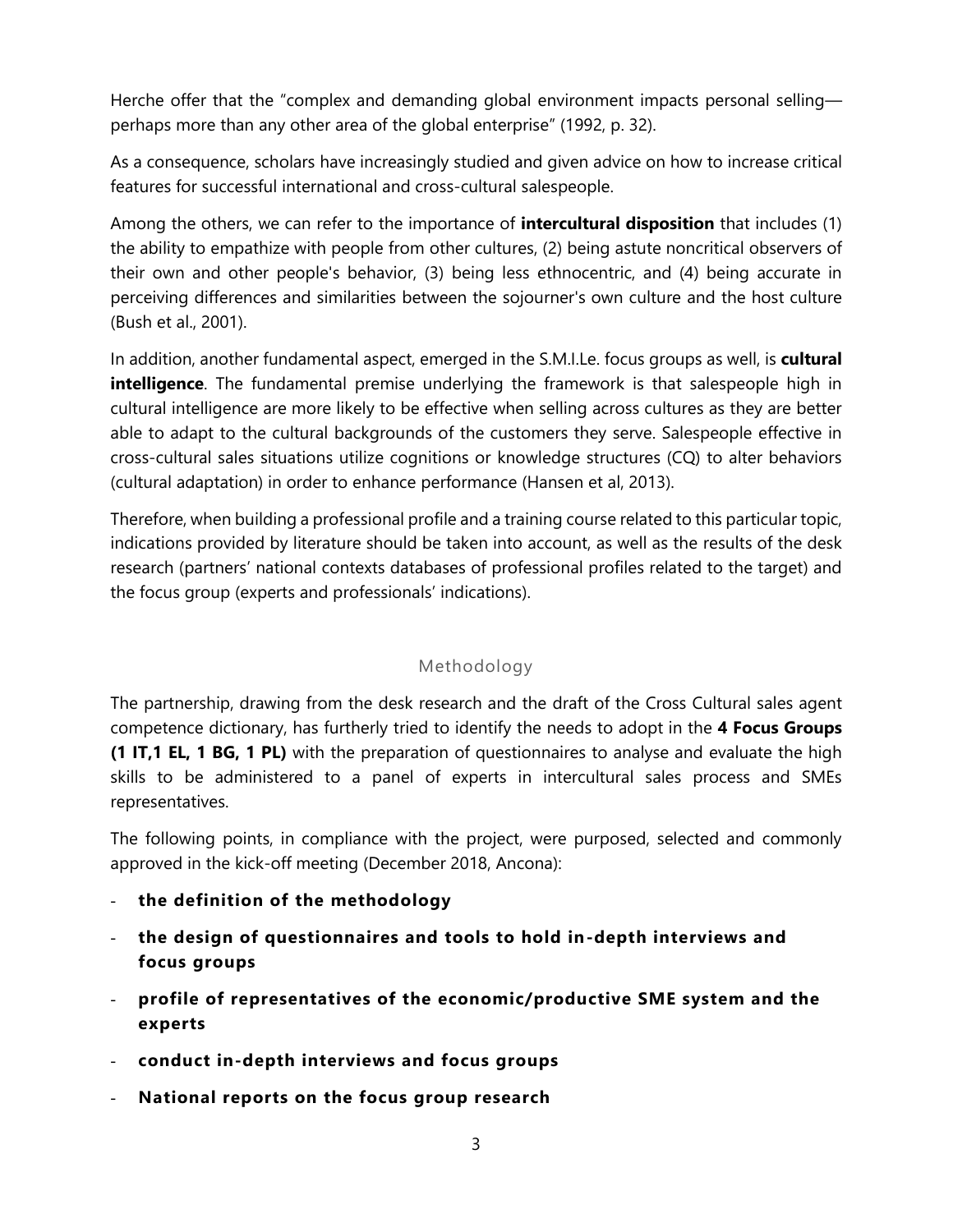Herche offer that the "complex and demanding global environment impacts personal selling—perhaps more than any other area of the global enterprise" (1992, p. 32).

As a consequence, scholars have increasingly studied and given advice on how to increase critical features for successful international and cross-cultural salespeople.

Among the others, we can refer to the importance of **intercultural disposition** that includes (1) the ability to empathize with people from other cultures, (2) being astute noncritical observers of their own and other people's behavior, (3) being less ethnocentric, and (4) being accurate in perceiving differences and similarities between the sojourner's own culture and the host culture (Bush et al., 2001).

In addition, another fundamental aspect, emerged in the S.M.I.Le. focus groups as well, is **cultural intelligence**. The fundamental premise underlying the framework is that salespeople high in cultural intelligence are more likely to be effective when selling across cultures as they are better able to adapt to the cultural backgrounds of the customers they serve. Salespeople effective in cross-cultural sales situations utilize cognitions or knowledge structures (CQ) to alter behaviors (cultural adaptation) in order to enhance performance (Hansen et al, 2013).

Therefore, when building a professional profile and a training course related to this particular topic, indications provided by literature should be taken into account, as well as the results of the desk research (partners' national contexts databases of professional profiles related to the target) and the focus group (experts and professionals' indications).

## Methodology

The partnership, drawing from the desk research and the draft of the Cross Cultural sales agent competence dictionary, has furtherly tried to identify the needs to adopt in the **4 Focus Groups (1 IT,1 EL, 1 BG, 1 PL)** with the preparation of questionnaires to analyse and evaluate the high skills to be administered to a panel of experts in intercultural sales process and SMEs representatives.

The following points, in compliance with the project, were purposed, selected and commonly approved in the kick-off meeting (December 2018, Ancona):

- **the definition of the methodology**
- **the design of questionnaires and tools to hold in-depth interviews and focus groups**
- **profile of representatives of the economic/productive SME system and the experts**
- **conduct in-depth interviews and focus groups**
- **National reports on the focus group research**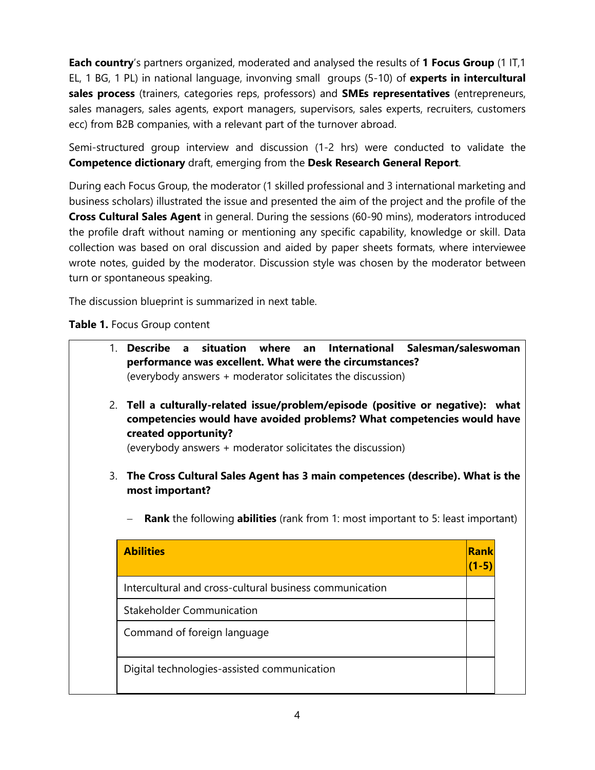**Each country**'s partners organized, moderated and analysed the results of **1 Focus Group** (1 IT,1 EL, 1 BG, 1 PL) in national language, invonving small groups (5-10) of **experts in intercultural sales process** (trainers, categories reps, professors) and **SMEs representatives** (entrepreneurs, sales managers, sales agents, export managers, supervisors, sales experts, recruiters, customers ecc) from B2B companies, with a relevant part of the turnover abroad.

Semi-structured group interview and discussion (1-2 hrs) were conducted to validate the **Competence dictionary** draft, emerging from the **Desk Research General Report**.

During each Focus Group, the moderator (1 skilled professional and 3 international marketing and business scholars) illustrated the issue and presented the aim of the project and the profile of the **Cross Cultural Sales Agent** in general. During the sessions (60-90 mins), moderators introduced the profile draft without naming or mentioning any specific capability, knowledge or skill. Data collection was based on oral discussion and aided by paper sheets formats, where interviewee wrote notes, guided by the moderator. Discussion style was chosen by the moderator between turn or spontaneous speaking.

The discussion blueprint is summarized in next table.

**Table 1.** Focus Group content

1. **Describe a situation where an International Salesman/saleswoman performance was excellent. What were the circumstances?**
   (everybody answers + moderator solicitates the discussion)

2. **Tell a culturally-related issue/problem/episode (positive or negative): what competencies would have avoided problems? What competencies would have created opportunity?**
   (everybody answers + moderator solicitates the discussion)

3. **The Cross Cultural Sales Agent has 3 main competences (describe). What is the most important?**

   – **Rank** the following **abilities** (rank from 1: most important to 5: least important)

| **Abilities** | **Rank (1-5)** |
| --- | --- |
| Intercultural and cross-cultural business communication | |
| Stakeholder Communication | |
| Command of foreign language | |
| Digital technologies-assisted communication | |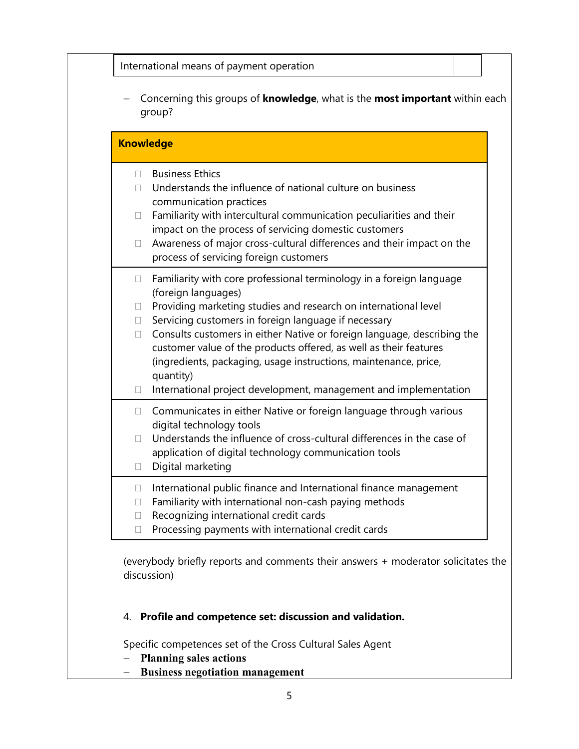| International means of payment operation | |
|---|---|

- Concerning this groups of **knowledge**, what is the **most important** within each group?

| **Knowledge** |
|---|
| ☐ Business Ethics<br>☐ Understands the influence of national culture on business communication practices<br>☐ Familiarity with intercultural communication peculiarities and their impact on the process of servicing domestic customers<br>☐ Awareness of major cross-cultural differences and their impact on the process of servicing foreign customers |
| ☐ Familiarity with core professional terminology in a foreign language (foreign languages)<br>☐ Providing marketing studies and research on international level<br>☐ Servicing customers in foreign language if necessary<br>☐ Consults customers in either Native or foreign language, describing the customer value of the products offered, as well as their features (ingredients, packaging, usage instructions, maintenance, price, quantity)<br>☐ International project development, management and implementation |
| ☐ Communicates in either Native or foreign language through various digital technology tools<br>☐ Understands the influence of cross-cultural differences in the case of application of digital technology communication tools<br>☐ Digital marketing |
| ☐ International public finance and International finance management<br>☐ Familiarity with international non-cash paying methods<br>☐ Recognizing international credit cards<br>☐ Processing payments with international credit cards |

(everybody briefly reports and comments their answers + moderator solicitates the discussion)

4. **Profile and competence set: discussion and validation.**

Specific competences set of the Cross Cultural Sales Agent

- **Planning sales actions**
- **Business negotiation management**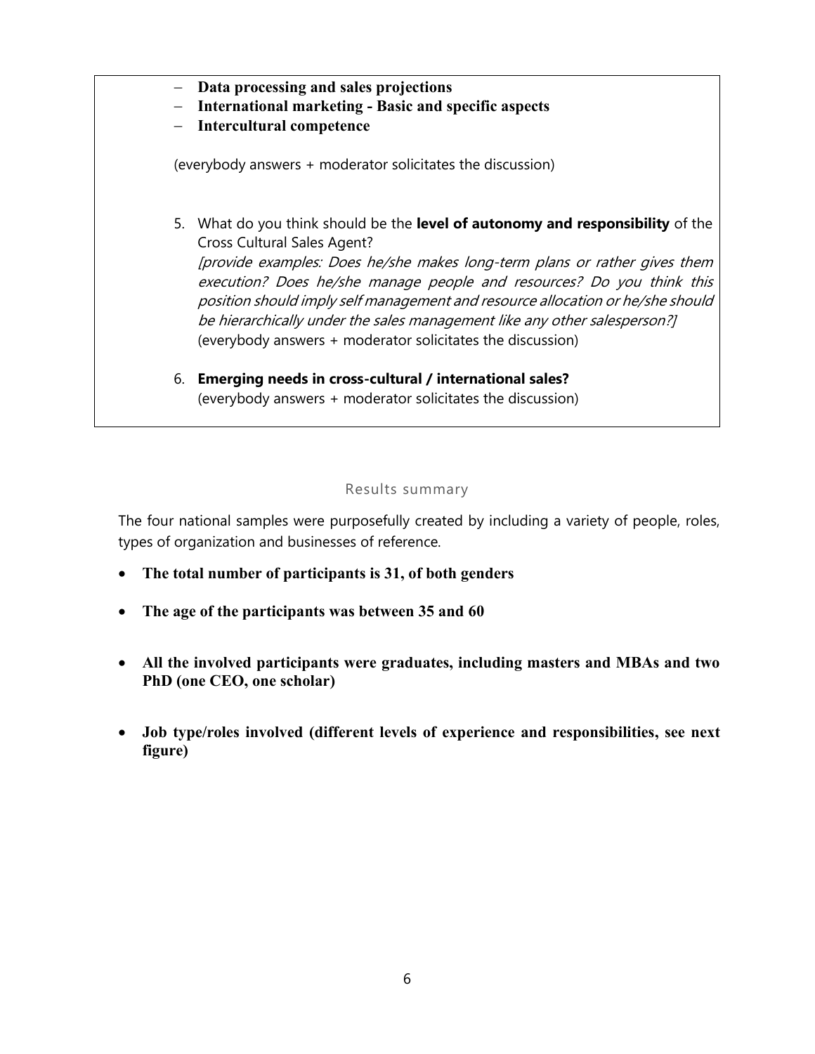- **Data processing and sales projections**
- **International marketing - Basic and specific aspects**
- **Intercultural competence**

(everybody answers + moderator solicitates the discussion)

5. What do you think should be the **level of autonomy and responsibility** of the Cross Cultural Sales Agent?
   *[provide examples: Does he/she makes long-term plans or rather gives them execution? Does he/she manage people and resources? Do you think this position should imply self management and resource allocation or he/she should be hierarchically under the sales management like any other salesperson?]*
   (everybody answers + moderator solicitates the discussion)

6. **Emerging needs in cross-cultural / international sales?**
   (everybody answers + moderator solicitates the discussion)

## Results summary

The four national samples were purposefully created by including a variety of people, roles, types of organization and businesses of reference.

- **The total number of participants is 31, of both genders**
- **The age of the participants was between 35 and 60**
- **All the involved participants were graduates, including masters and MBAs and two PhD (one CEO, one scholar)**
- **Job type/roles involved (different levels of experience and responsibilities, see next figure)**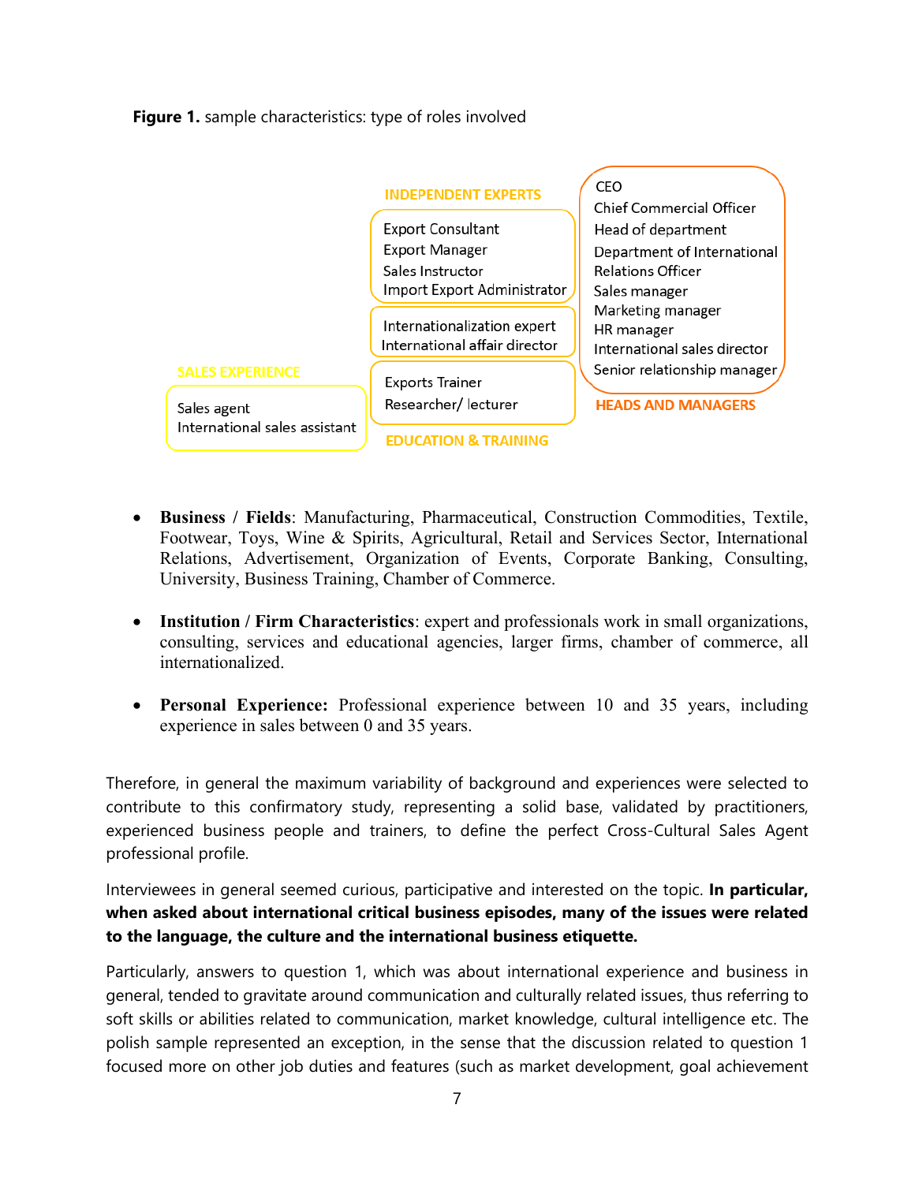**Figure 1.** sample characteristics: type of roles involved

**SALES EXPERIENCE**
- Sales agent
- International sales assistant

**INDEPENDENT EXPERTS**
- Export Consultant
- Export Manager
- Sales Instructor
- Import Export Administrator
- Internationalization expert
- International affair director

**EDUCATION & TRAINING**
- Exports Trainer
- Researcher/ lecturer

**HEADS AND MANAGERS**
- CEO
- Chief Commercial Officer
- Head of department
- Department of International Relations Officer
- Sales manager
- Marketing manager
- HR manager
- International sales director
- Senior relationship manager

- **Business / Fields**: Manufacturing, Pharmaceutical, Construction Commodities, Textile, Footwear, Toys, Wine & Spirits, Agricultural, Retail and Services Sector, International Relations, Advertisement, Organization of Events, Corporate Banking, Consulting, University, Business Training, Chamber of Commerce.

- **Institution / Firm Characteristics**: expert and professionals work in small organizations, consulting, services and educational agencies, larger firms, chamber of commerce, all internationalized.

- **Personal Experience:** Professional experience between 10 and 35 years, including experience in sales between 0 and 35 years.

Therefore, in general the maximum variability of background and experiences were selected to contribute to this confirmatory study, representing a solid base, validated by practitioners, experienced business people and trainers, to define the perfect Cross-Cultural Sales Agent professional profile.

Interviewees in general seemed curious, participative and interested on the topic. **In particular, when asked about international critical business episodes, many of the issues were related to the language, the culture and the international business etiquette.**

Particularly, answers to question 1, which was about international experience and business in general, tended to gravitate around communication and culturally related issues, thus referring to soft skills or abilities related to communication, market knowledge, cultural intelligence etc. The polish sample represented an exception, in the sense that the discussion related to question 1 focused more on other job duties and features (such as market development, goal achievement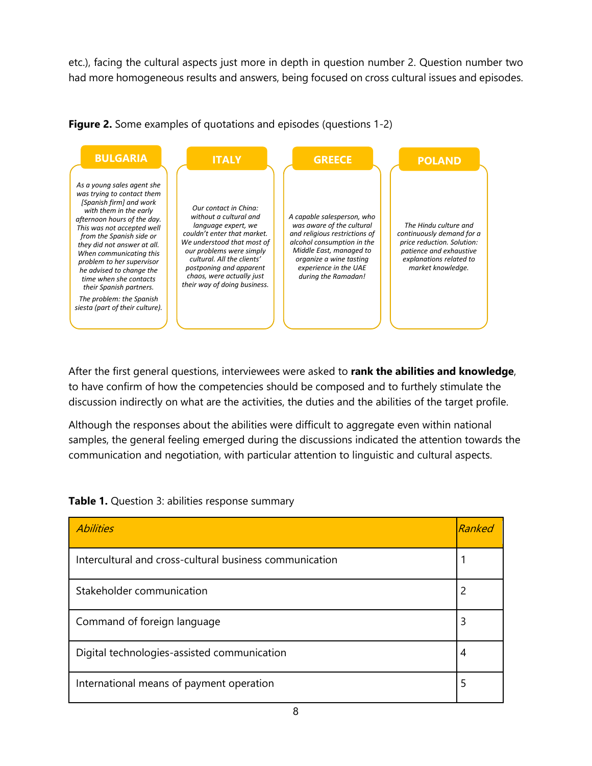etc.), facing the cultural aspects just more in depth in question number 2. Question number two had more homogeneous results and answers, being focused on cross cultural issues and episodes.

**Figure 2.** Some examples of quotations and episodes (questions 1-2)

**BULGARIA**

*As a young sales agent she was trying to contact them [Spanish firm] and work with them in the early afternoon hours of the day. This was not accepted well from the Spanish side or they did not answer at all. When communicating this problem to her supervisor he advised to change the time when she contacts their Spanish partners.*

*The problem: the Spanish siesta (part of their culture).*

**ITALY**

*Our contact in China: without a cultural and language expert, we couldn't enter that market. We understood that most of our problems were simply cultural. All the clients' postponing and apparent chaos, were actually just their way of doing business.*

**GREECE**

*A capable salesperson, who was aware of the cultural and religious restrictions of alcohol consumption in the Middle East, managed to organize a wine tasting experience in the UAE during the Ramadan!*

**POLAND**

*The Hindu culture and continuously demand for a price reduction. Solution: patience and exhaustive explanations related to market knowledge.*

After the first general questions, interviewees were asked to **rank the abilities and knowledge**, to have confirm of how the competencies should be composed and to furthely stimulate the discussion indirectly on what are the activities, the duties and the abilities of the target profile.

Although the responses about the abilities were difficult to aggregate even within national samples, the general feeling emerged during the discussions indicated the attention towards the communication and negotiation, with particular attention to linguistic and cultural aspects.

**Table 1.** Question 3: abilities response summary

| *Abilities* | *Ranked* |
|---|---|
| Intercultural and cross-cultural business communication | 1 |
| Stakeholder communication | 2 |
| Command of foreign language | 3 |
| Digital technologies-assisted communication | 4 |
| International means of payment operation | 5 |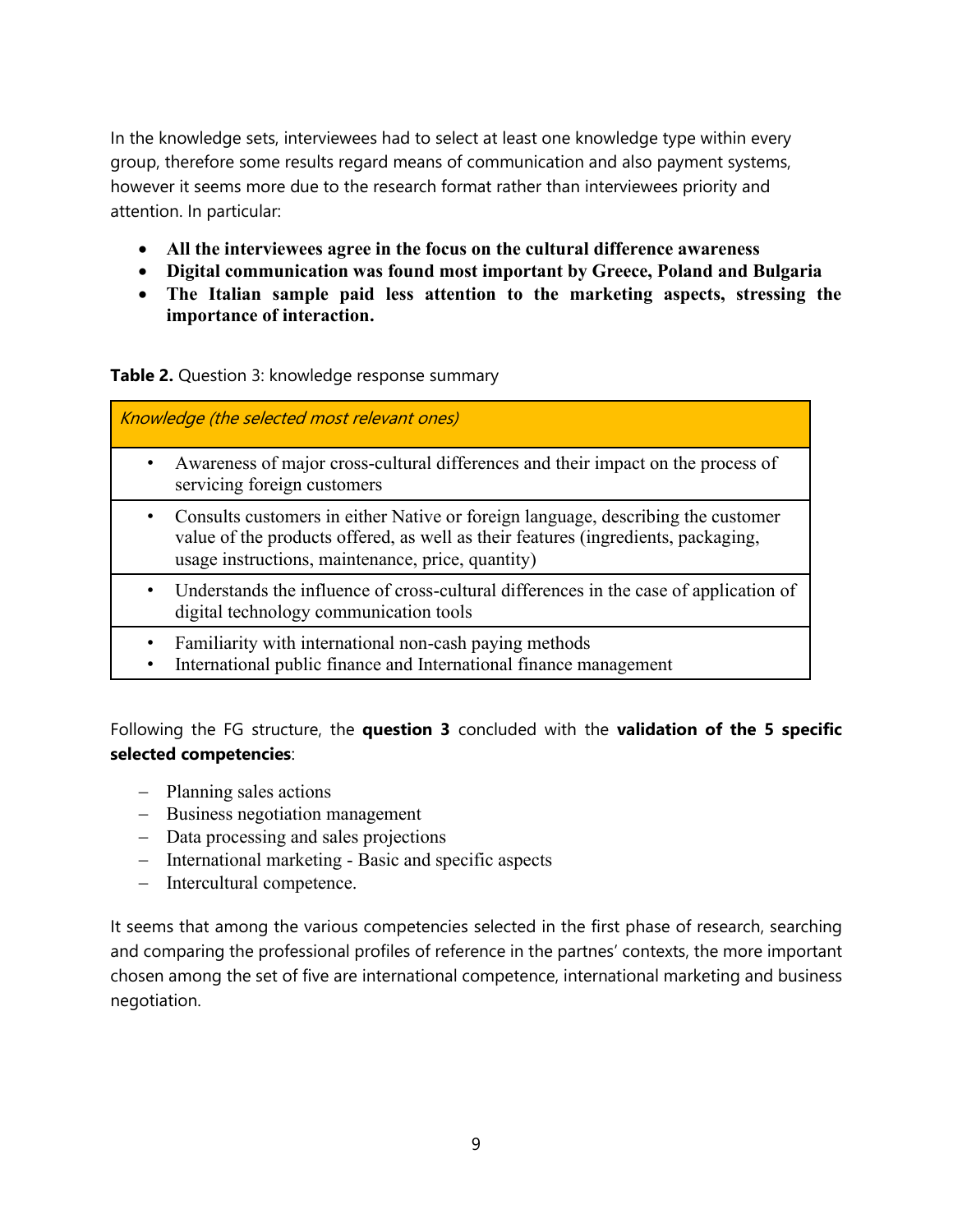In the knowledge sets, interviewees had to select at least one knowledge type within every group, therefore some results regard means of communication and also payment systems, however it seems more due to the research format rather than interviewees priority and attention. In particular:

- **All the interviewees agree in the focus on the cultural difference awareness**
- **Digital communication was found most important by Greece, Poland and Bulgaria**
- **The Italian sample paid less attention to the marketing aspects, stressing the importance of interaction.**

**Table 2.** Question 3: knowledge response summary

| *Knowledge (the selected most relevant ones)* |
|---|
| • Awareness of major cross-cultural differences and their impact on the process of servicing foreign customers |
| • Consults customers in either Native or foreign language, describing the customer value of the products offered, as well as their features (ingredients, packaging, usage instructions, maintenance, price, quantity) |
| • Understands the influence of cross-cultural differences in the case of application of digital technology communication tools |
| • Familiarity with international non-cash paying methods<br>• International public finance and International finance management |

Following the FG structure, the **question 3** concluded with the **validation of the 5 specific selected competencies**:

- Planning sales actions
- Business negotiation management
- Data processing and sales projections
- International marketing - Basic and specific aspects
- Intercultural competence.

It seems that among the various competencies selected in the first phase of research, searching and comparing the professional profiles of reference in the partnes' contexts, the more important chosen among the set of five are international competence, international marketing and business negotiation.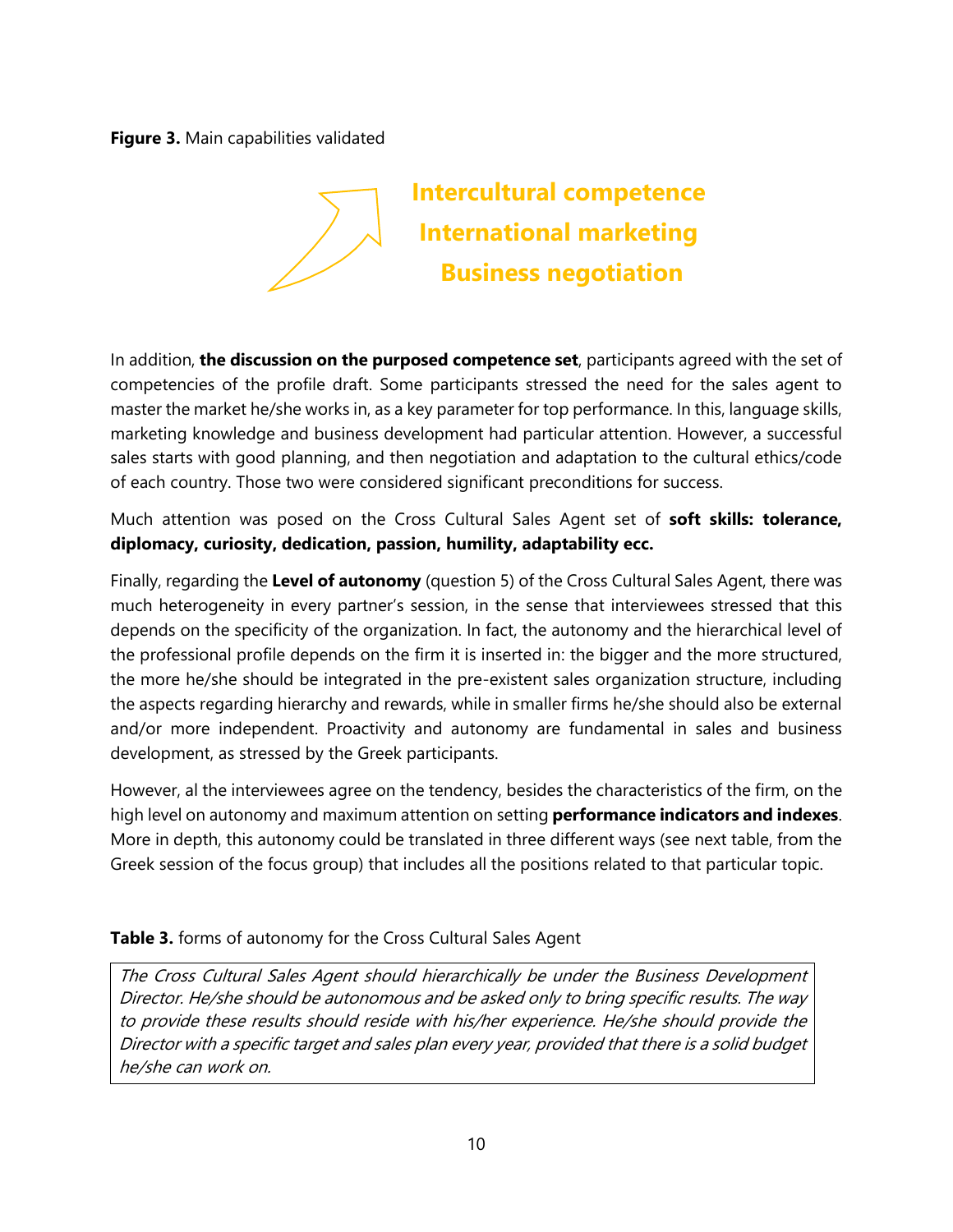**Figure 3.** Main capabilities validated

**Intercultural competence**
**International marketing**
**Business negotiation**

In addition, **the discussion on the purposed competence set**, participants agreed with the set of competencies of the profile draft. Some participants stressed the need for the sales agent to master the market he/she works in, as a key parameter for top performance. In this, language skills, marketing knowledge and business development had particular attention. However, a successful sales starts with good planning, and then negotiation and adaptation to the cultural ethics/code of each country. Those two were considered significant preconditions for success.

Much attention was posed on the Cross Cultural Sales Agent set of **soft skills: tolerance, diplomacy, curiosity, dedication, passion, humility, adaptability ecc.**

Finally, regarding the **Level of autonomy** (question 5) of the Cross Cultural Sales Agent, there was much heterogeneity in every partner's session, in the sense that interviewees stressed that this depends on the specificity of the organization. In fact, the autonomy and the hierarchical level of the professional profile depends on the firm it is inserted in: the bigger and the more structured, the more he/she should be integrated in the pre-existent sales organization structure, including the aspects regarding hierarchy and rewards, while in smaller firms he/she should also be external and/or more independent. Proactivity and autonomy are fundamental in sales and business development, as stressed by the Greek participants.

However, al the interviewees agree on the tendency, besides the characteristics of the firm, on the high level on autonomy and maximum attention on setting **performance indicators and indexes**. More in depth, this autonomy could be translated in three different ways (see next table, from the Greek session of the focus group) that includes all the positions related to that particular topic.

**Table 3.** forms of autonomy for the Cross Cultural Sales Agent

| *The Cross Cultural Sales Agent should hierarchically be under the Business Development Director. He/she should be autonomous and be asked only to bring specific results. The way to provide these results should reside with his/her experience. He/she should provide the Director with a specific target and sales plan every year, provided that there is a solid budget he/she can work on.* |
|---|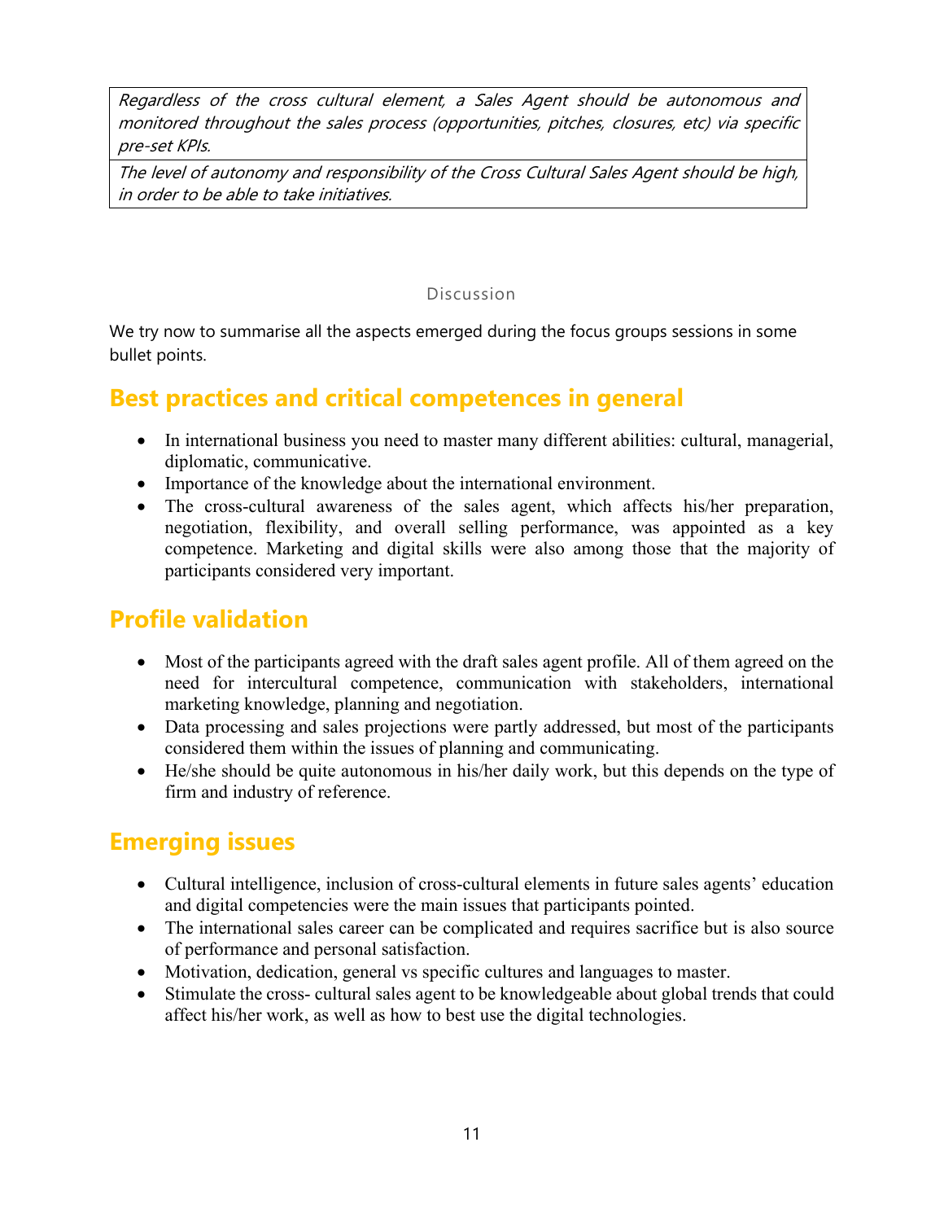| |
|---|
| *Regardless of the cross cultural element, a Sales Agent should be autonomous and monitored throughout the sales process (opportunities, pitches, closures, etc) via specific pre-set KPIs.* |
| *The level of autonomy and responsibility of the Cross Cultural Sales Agent should be high, in order to be able to take initiatives.* |

### Discussion

We try now to summarise all the aspects emerged during the focus groups sessions in some bullet points.

## Best practices and critical competences in general

- In international business you need to master many different abilities: cultural, managerial, diplomatic, communicative.
- Importance of the knowledge about the international environment.
- The cross-cultural awareness of the sales agent, which affects his/her preparation, negotiation, flexibility, and overall selling performance, was appointed as a key competence. Marketing and digital skills were also among those that the majority of participants considered very important.

## Profile validation

- Most of the participants agreed with the draft sales agent profile. All of them agreed on the need for intercultural competence, communication with stakeholders, international marketing knowledge, planning and negotiation.
- Data processing and sales projections were partly addressed, but most of the participants considered them within the issues of planning and communicating.
- He/she should be quite autonomous in his/her daily work, but this depends on the type of firm and industry of reference.

## Emerging issues

- Cultural intelligence, inclusion of cross-cultural elements in future sales agents' education and digital competencies were the main issues that participants pointed.
- The international sales career can be complicated and requires sacrifice but is also source of performance and personal satisfaction.
- Motivation, dedication, general vs specific cultures and languages to master.
- Stimulate the cross- cultural sales agent to be knowledgeable about global trends that could affect his/her work, as well as how to best use the digital technologies.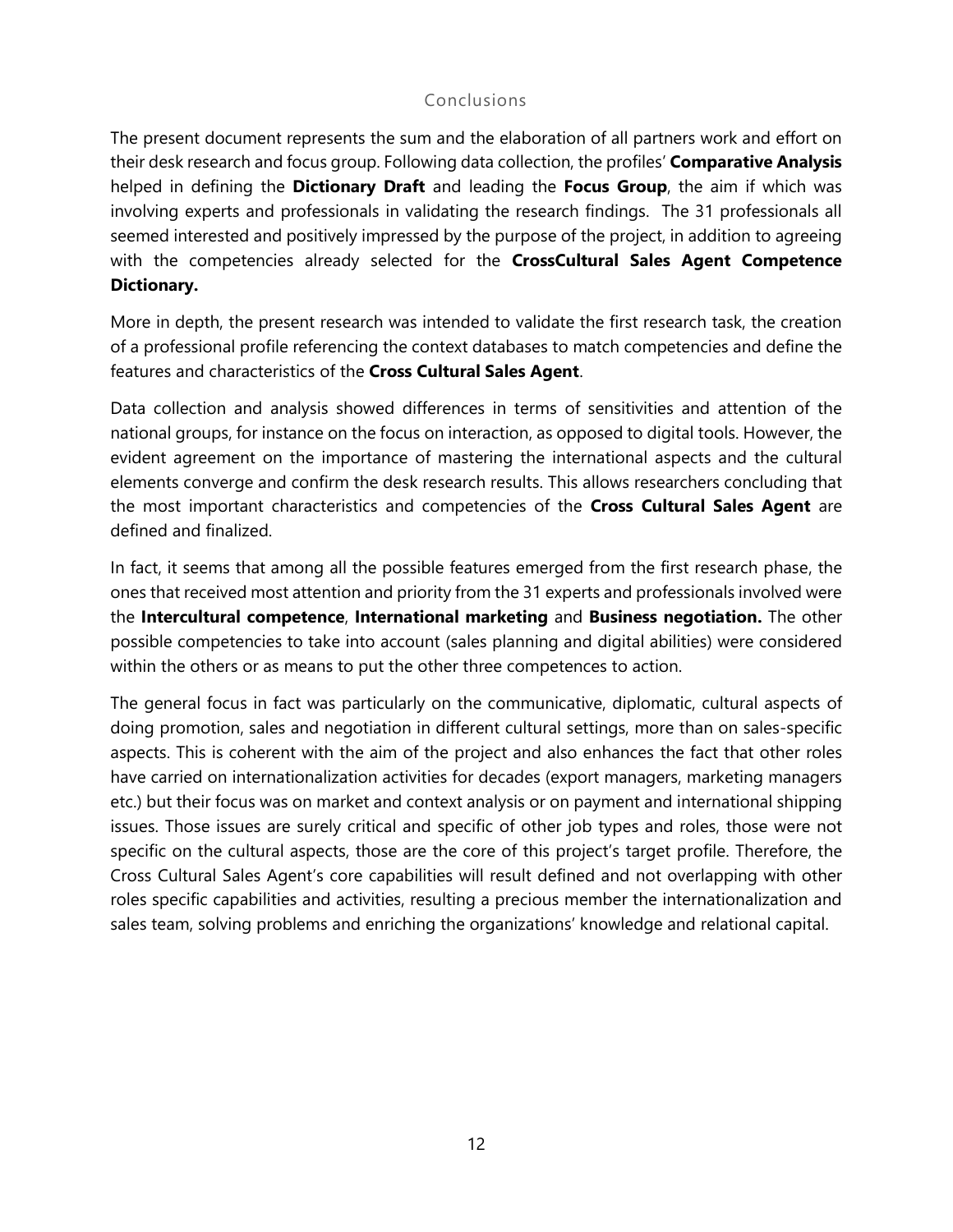## Conclusions

The present document represents the sum and the elaboration of all partners work and effort on their desk research and focus group. Following data collection, the profiles' **Comparative Analysis** helped in defining the **Dictionary Draft** and leading the **Focus Group**, the aim if which was involving experts and professionals in validating the research findings. The 31 professionals all seemed interested and positively impressed by the purpose of the project, in addition to agreeing with the competencies already selected for the **CrossCultural Sales Agent Competence Dictionary.**

More in depth, the present research was intended to validate the first research task, the creation of a professional profile referencing the context databases to match competencies and define the features and characteristics of the **Cross Cultural Sales Agent**.

Data collection and analysis showed differences in terms of sensitivities and attention of the national groups, for instance on the focus on interaction, as opposed to digital tools. However, the evident agreement on the importance of mastering the international aspects and the cultural elements converge and confirm the desk research results. This allows researchers concluding that the most important characteristics and competencies of the **Cross Cultural Sales Agent** are defined and finalized.

In fact, it seems that among all the possible features emerged from the first research phase, the ones that received most attention and priority from the 31 experts and professionals involved were the **Intercultural competence**, **International marketing** and **Business negotiation.** The other possible competencies to take into account (sales planning and digital abilities) were considered within the others or as means to put the other three competences to action.

The general focus in fact was particularly on the communicative, diplomatic, cultural aspects of doing promotion, sales and negotiation in different cultural settings, more than on sales-specific aspects. This is coherent with the aim of the project and also enhances the fact that other roles have carried on internationalization activities for decades (export managers, marketing managers etc.) but their focus was on market and context analysis or on payment and international shipping issues. Those issues are surely critical and specific of other job types and roles, those were not specific on the cultural aspects, those are the core of this project's target profile. Therefore, the Cross Cultural Sales Agent's core capabilities will result defined and not overlapping with other roles specific capabilities and activities, resulting a precious member the internationalization and sales team, solving problems and enriching the organizations' knowledge and relational capital.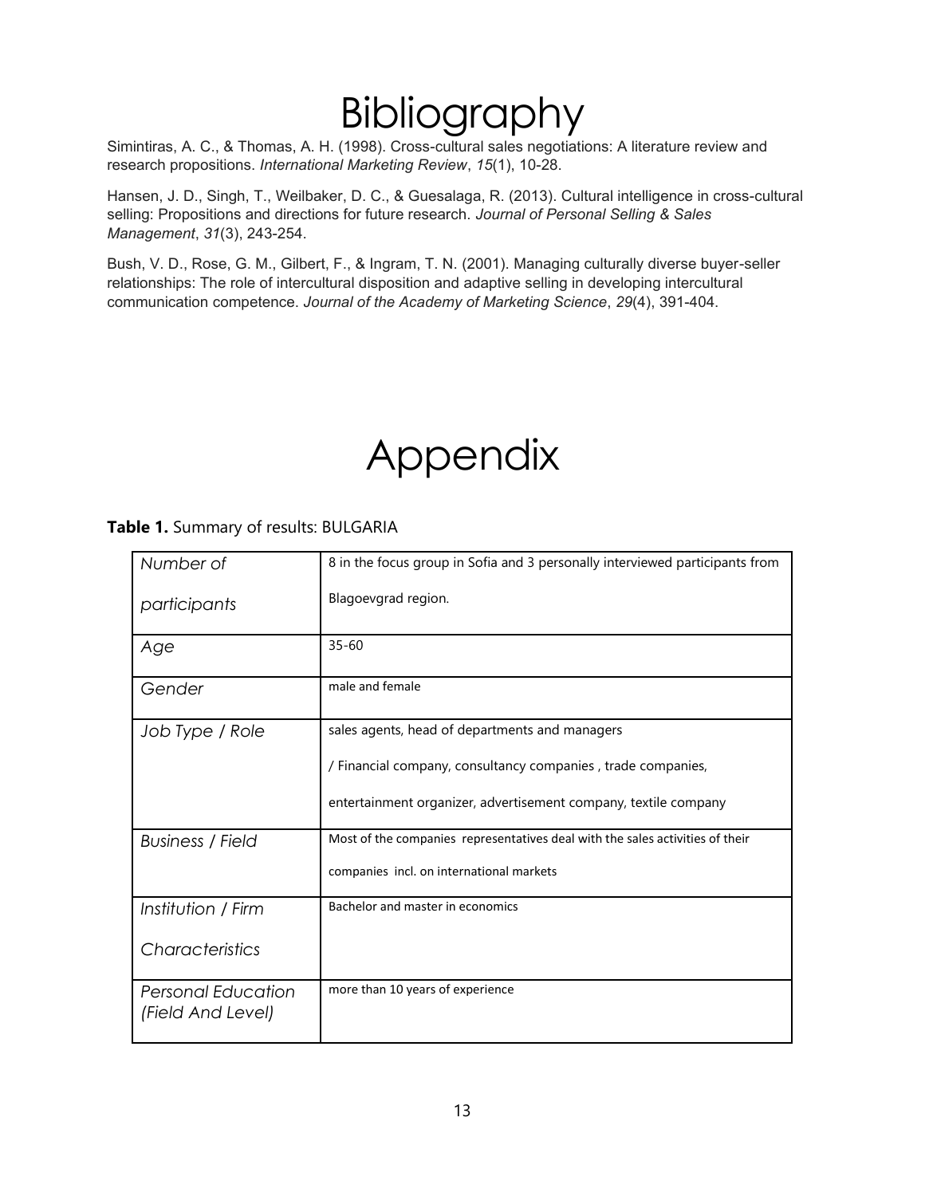# Bibliography

Simintiras, A. C., & Thomas, A. H. (1998). Cross-cultural sales negotiations: A literature review and research propositions. *International Marketing Review*, *15*(1), 10-28.

Hansen, J. D., Singh, T., Weilbaker, D. C., & Guesalaga, R. (2013). Cultural intelligence in cross-cultural selling: Propositions and directions for future research. *Journal of Personal Selling & Sales Management*, *31*(3), 243-254.

Bush, V. D., Rose, G. M., Gilbert, F., & Ingram, T. N. (2001). Managing culturally diverse buyer-seller relationships: The role of intercultural disposition and adaptive selling in developing intercultural communication competence. *Journal of the Academy of Marketing Science*, *29*(4), 391-404.

# Appendix

**Table 1.** Summary of results: BULGARIA

| | |
|---|---|
| *Number of participants* | 8 in the focus group in Sofia and 3 personally interviewed participants from Blagoevgrad region. |
| *Age* | 35-60 |
| *Gender* | male and female |
| *Job Type / Role* | sales agents, head of departments and managers / Financial company, consultancy companies , trade companies, entertainment organizer, advertisement company, textile company |
| *Business / Field* | Most of the companies representatives deal with the sales activities of their companies incl. on international markets |
| *Institution / Firm Characteristics* | Bachelor and master in economics |
| *Personal Education (Field And Level)* | more than 10 years of experience |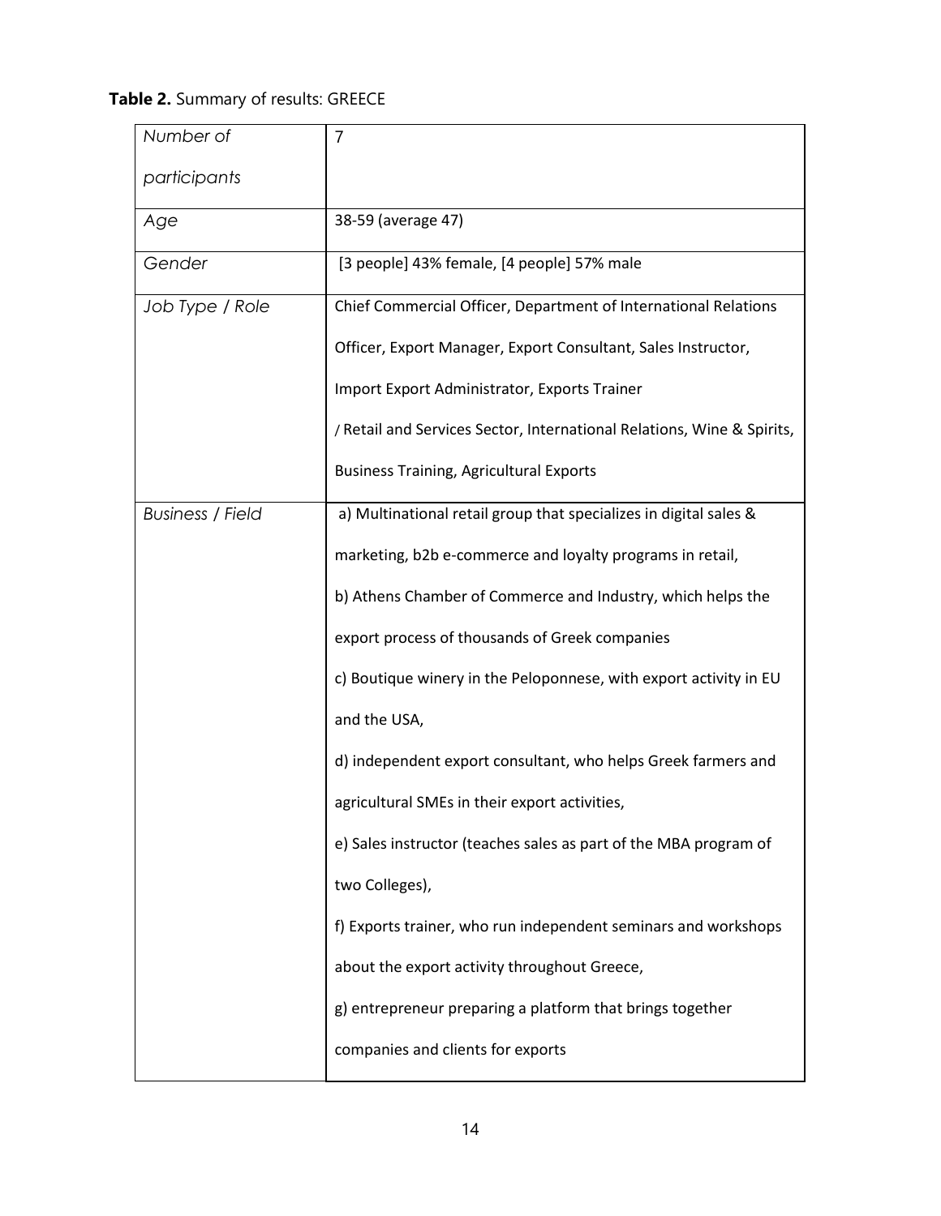**Table 2.** Summary of results: GREECE

| | |
|---|---|
| *Number of participants* | 7 |
| *Age* | 38-59 (average 47) |
| *Gender* | [3 people] 43% female, [4 people] 57% male |
| *Job Type / Role* | Chief Commercial Officer, Department of International Relations Officer, Export Manager, Export Consultant, Sales Instructor, Import Export Administrator, Exports Trainer / Retail and Services Sector, International Relations, Wine & Spirits, Business Training, Agricultural Exports |
| *Business / Field* | a) Multinational retail group that specializes in digital sales & marketing, b2b e-commerce and loyalty programs in retail, b) Athens Chamber of Commerce and Industry, which helps the export process of thousands of Greek companies c) Boutique winery in the Peloponnese, with export activity in EU and the USA, d) independent export consultant, who helps Greek farmers and agricultural SMEs in their export activities, e) Sales instructor (teaches sales as part of the MBA program of two Colleges), f) Exports trainer, who run independent seminars and workshops about the export activity throughout Greece, g) entrepreneur preparing a platform that brings together companies and clients for exports |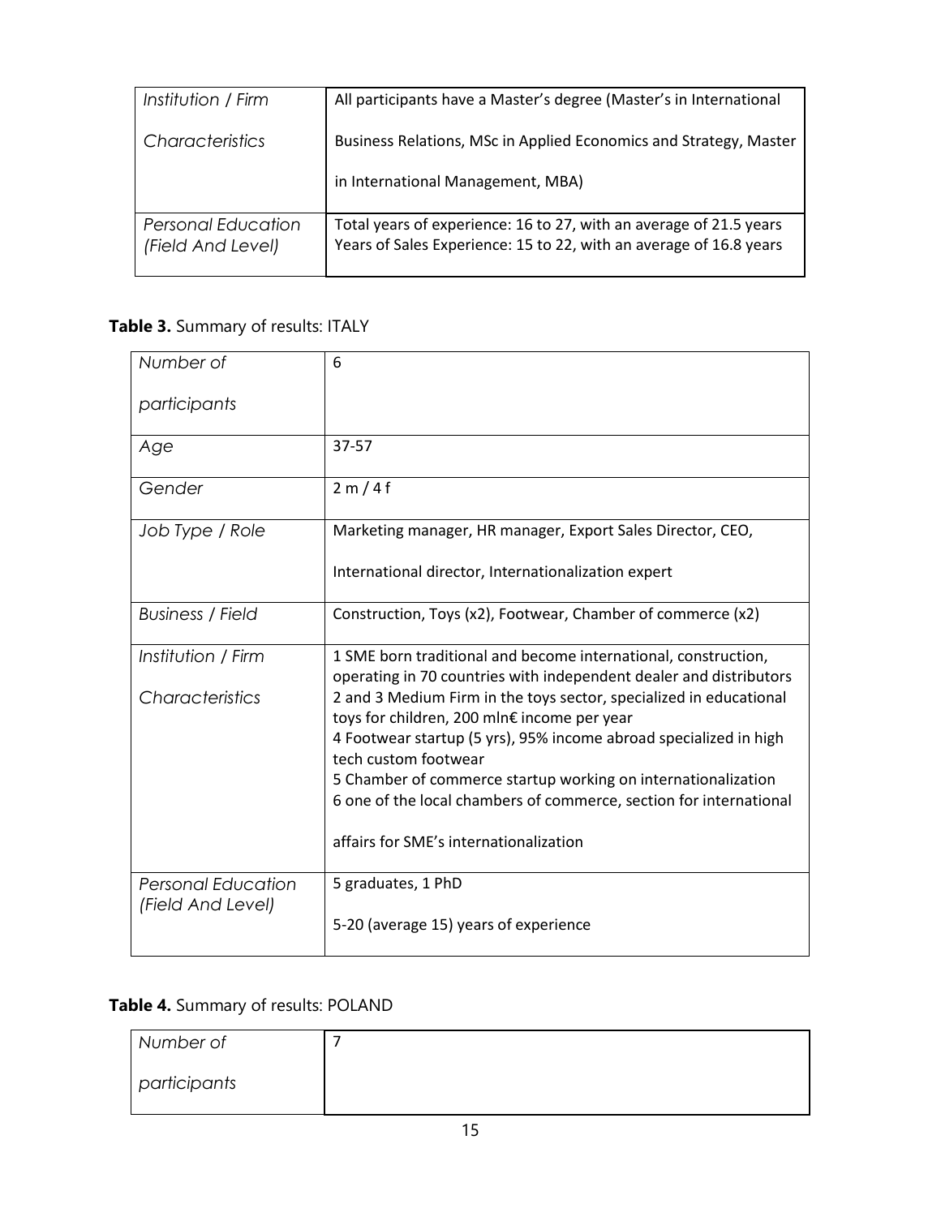| | |
|---|---|
| *Institution / Firm Characteristics* | All participants have a Master's degree (Master's in International Business Relations, MSc in Applied Economics and Strategy, Master in International Management, MBA) |
| *Personal Education (Field And Level)* | Total years of experience: 16 to 27, with an average of 21.5 years<br>Years of Sales Experience: 15 to 22, with an average of 16.8 years |

**Table 3.** Summary of results: ITALY

| | |
|---|---|
| *Number of participants* | 6 |
| *Age* | 37-57 |
| *Gender* | 2 m / 4 f |
| *Job Type / Role* | Marketing manager, HR manager, Export Sales Director, CEO, International director, Internationalization expert |
| *Business / Field* | Construction, Toys (x2), Footwear, Chamber of commerce (x2) |
| *Institution / Firm Characteristics* | 1 SME born traditional and become international, construction, operating in 70 countries with independent dealer and distributors<br>2 and 3 Medium Firm in the toys sector, specialized in educational toys for children, 200 mln€ income per year<br>4 Footwear startup (5 yrs), 95% income abroad specialized in high tech custom footwear<br>5 Chamber of commerce startup working on internationalization<br>6 one of the local chambers of commerce, section for international affairs for SME's internationalization |
| *Personal Education (Field And Level)* | 5 graduates, 1 PhD<br>5-20 (average 15) years of experience |

**Table 4.** Summary of results: POLAND

| | |
|---|---|
| *Number of participants* | 7 |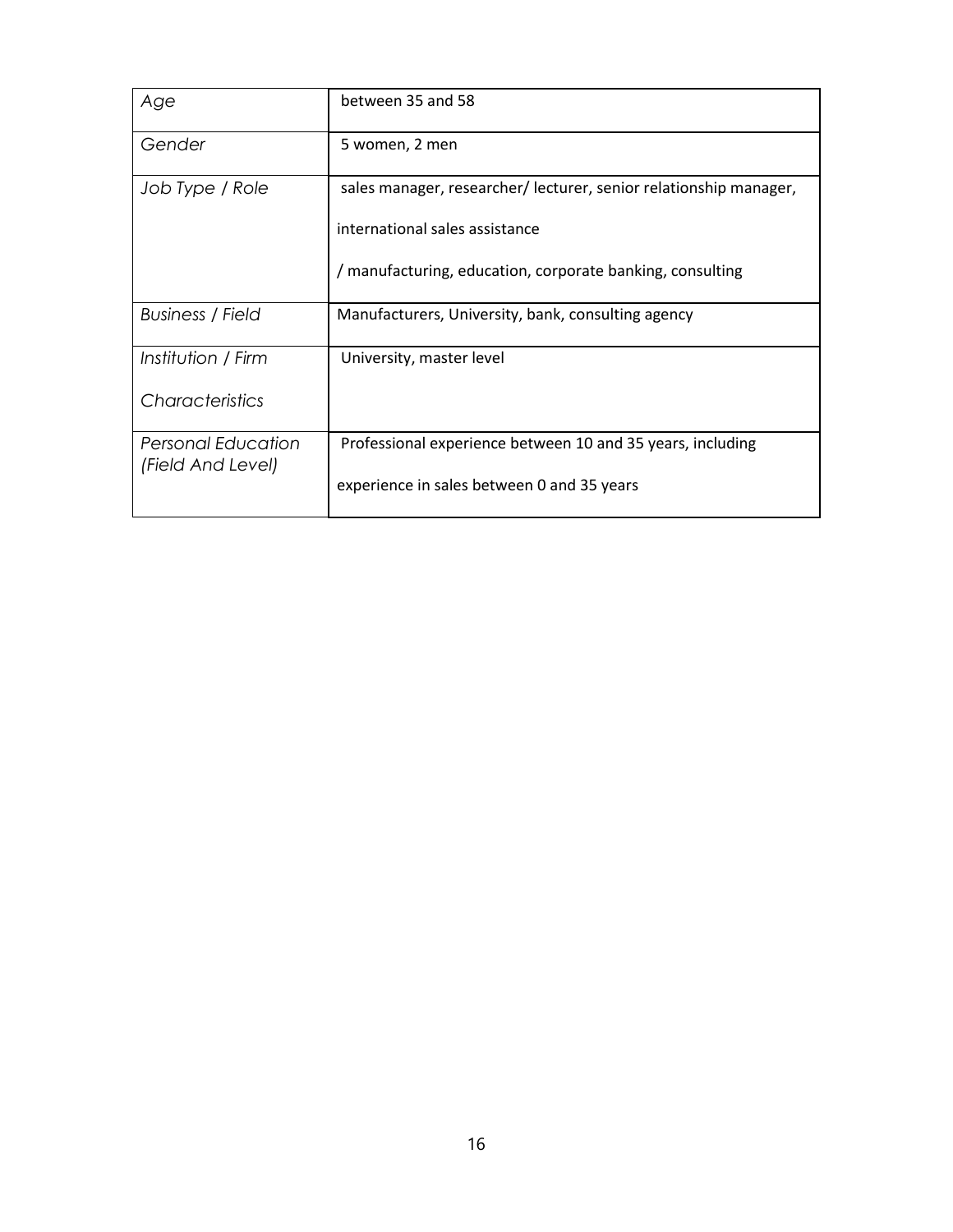| | |
|---|---|
| *Age* | between 35 and 58 |
| *Gender* | 5 women, 2 men |
| *Job Type / Role* | sales manager, researcher/ lecturer, senior relationship manager, international sales assistance / manufacturing, education, corporate banking, consulting |
| *Business / Field* | Manufacturers, University, bank, consulting agency |
| *Institution / Firm Characteristics* | University, master level |
| *Personal Education (Field And Level)* | Professional experience between 10 and 35 years, including experience in sales between 0 and 35 years |